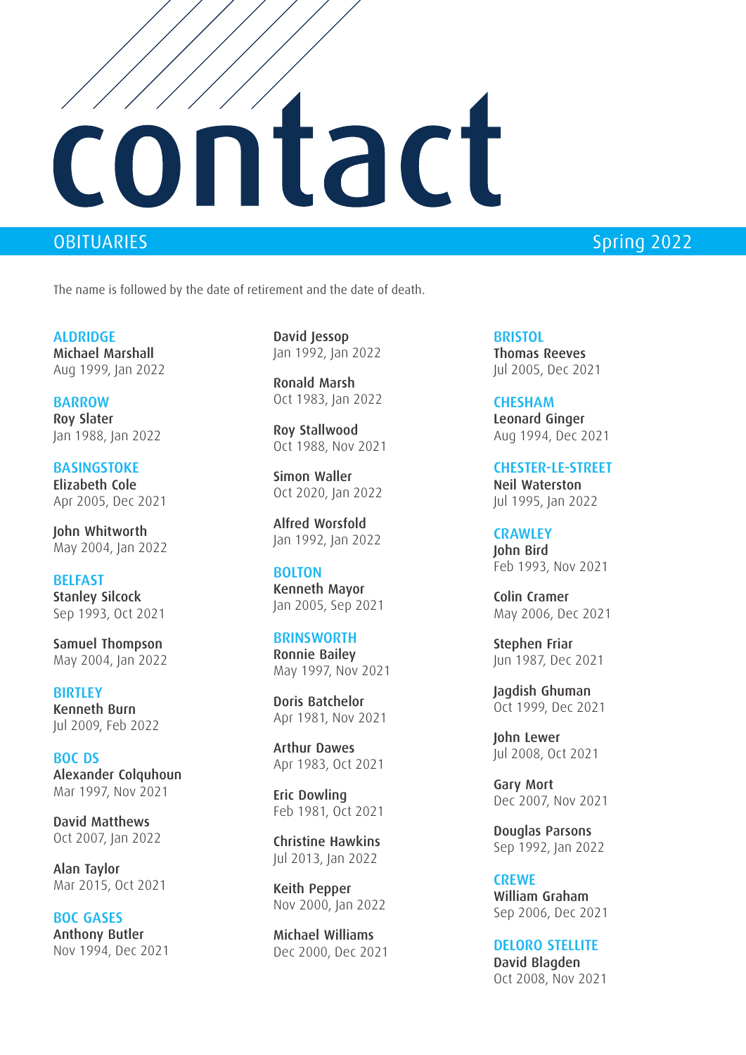# contact

## OBITUARIES

Spring 2022

The name is followed by the date of retirement and the date of death.

### ALDRIDGE

**Michael Marshall**
Aug 1999, Jan 2022

### BARROW

**Roy Slater**
Jan 1988, Jan 2022

### BASINGSTOKE

**Elizabeth Cole**
Apr 2005, Dec 2021

**John Whitworth**
May 2004, Jan 2022

### BELFAST

**Stanley Silcock**
Sep 1993, Oct 2021

**Samuel Thompson**
May 2004, Jan 2022

### BIRTLEY

**Kenneth Burn**
Jul 2009, Feb 2022

### BOC DS

**Alexander Colquhoun**
Mar 1997, Nov 2021

**David Matthews**
Oct 2007, Jan 2022

**Alan Taylor**
Mar 2015, Oct 2021

### BOC GASES

**Anthony Butler**
Nov 1994, Dec 2021

**David Jessop**
Jan 1992, Jan 2022

**Ronald Marsh**
Oct 1983, Jan 2022

**Roy Stallwood**
Oct 1988, Nov 2021

**Simon Waller**
Oct 2020, Jan 2022

**Alfred Worsfold**
Jan 1992, Jan 2022

### BOLTON

**Kenneth Mayor**
Jan 2005, Sep 2021

### BRINSWORTH

**Ronnie Bailey**
May 1997, Nov 2021

**Doris Batchelor**
Apr 1981, Nov 2021

**Arthur Dawes**
Apr 1983, Oct 2021

**Eric Dowling**
Feb 1981, Oct 2021

**Christine Hawkins**
Jul 2013, Jan 2022

**Keith Pepper**
Nov 2000, Jan 2022

**Michael Williams**
Dec 2000, Dec 2021

### BRISTOL

**Thomas Reeves**
Jul 2005, Dec 2021

### CHESHAM

**Leonard Ginger**
Aug 1994, Dec 2021

### CHESTER-LE-STREET

**Neil Waterston**
Jul 1995, Jan 2022

### CRAWLEY

**John Bird**
Feb 1993, Nov 2021

**Colin Cramer**
May 2006, Dec 2021

**Stephen Friar**
Jun 1987, Dec 2021

**Jagdish Ghuman**
Oct 1999, Dec 2021

**John Lewer**
Jul 2008, Oct 2021

**Gary Mort**
Dec 2007, Nov 2021

**Douglas Parsons**
Sep 1992, Jan 2022

### CREWE

**William Graham**
Sep 2006, Dec 2021

### DELORO STELLITE

**David Blagden**
Oct 2008, Nov 2021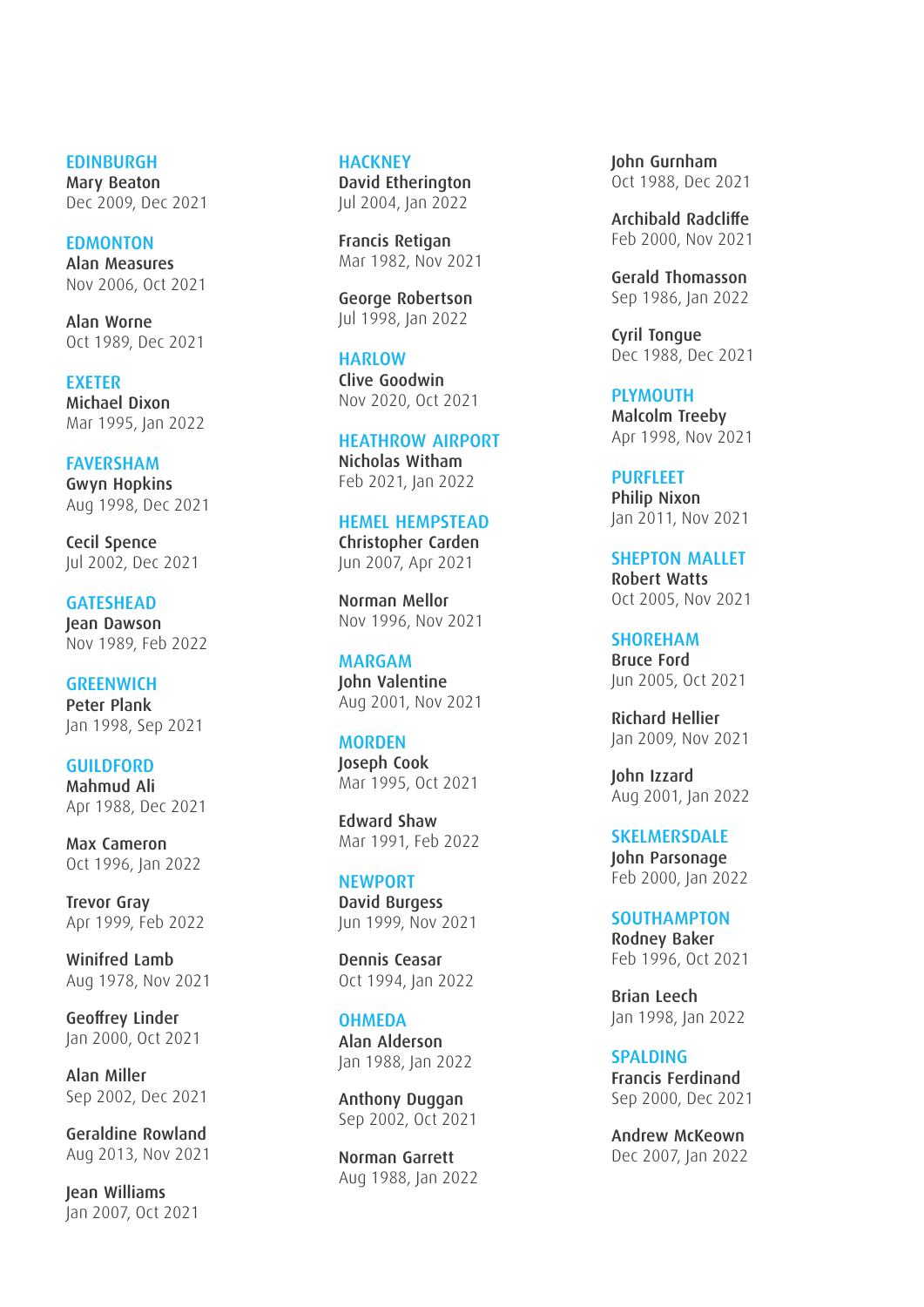## EDINBURGH

**Mary Beaton**
Dec 2009, Dec 2021

## EDMONTON

**Alan Measures**
Nov 2006, Oct 2021

**Alan Worne**
Oct 1989, Dec 2021

## EXETER

**Michael Dixon**
Mar 1995, Jan 2022

## FAVERSHAM

**Gwyn Hopkins**
Aug 1998, Dec 2021

**Cecil Spence**
Jul 2002, Dec 2021

## GATESHEAD

**Jean Dawson**
Nov 1989, Feb 2022

## GREENWICH

**Peter Plank**
Jan 1998, Sep 2021

## GUILDFORD

**Mahmud Ali**
Apr 1988, Dec 2021

**Max Cameron**
Oct 1996, Jan 2022

**Trevor Gray**
Apr 1999, Feb 2022

**Winifred Lamb**
Aug 1978, Nov 2021

**Geoffrey Linder**
Jan 2000, Oct 2021

**Alan Miller**
Sep 2002, Dec 2021

**Geraldine Rowland**
Aug 2013, Nov 2021

**Jean Williams**
Jan 2007, Oct 2021

## HACKNEY

**David Etherington**
Jul 2004, Jan 2022

**Francis Retigan**
Mar 1982, Nov 2021

**George Robertson**
Jul 1998, Jan 2022

## HARLOW

**Clive Goodwin**
Nov 2020, Oct 2021

## HEATHROW AIRPORT

**Nicholas Witham**
Feb 2021, Jan 2022

## HEMEL HEMPSTEAD

**Christopher Carden**
Jun 2007, Apr 2021

**Norman Mellor**
Nov 1996, Nov 2021

## MARGAM

**John Valentine**
Aug 2001, Nov 2021

## MORDEN

**Joseph Cook**
Mar 1995, Oct 2021

**Edward Shaw**
Mar 1991, Feb 2022

## NEWPORT

**David Burgess**
Jun 1999, Nov 2021

**Dennis Ceasar**
Oct 1994, Jan 2022

## OHMEDA

**Alan Alderson**
Jan 1988, Jan 2022

**Anthony Duggan**
Sep 2002, Oct 2021

**Norman Garrett**
Aug 1988, Jan 2022

**John Gurnham**
Oct 1988, Dec 2021

**Archibald Radcliffe**
Feb 2000, Nov 2021

**Gerald Thomasson**
Sep 1986, Jan 2022

**Cyril Tongue**
Dec 1988, Dec 2021

## PLYMOUTH

**Malcolm Treeby**
Apr 1998, Nov 2021

## PURFLEET

**Philip Nixon**
Jan 2011, Nov 2021

## SHEPTON MALLET

**Robert Watts**
Oct 2005, Nov 2021

## SHOREHAM

**Bruce Ford**
Jun 2005, Oct 2021

**Richard Hellier**
Jan 2009, Nov 2021

**John Izzard**
Aug 2001, Jan 2022

## SKELMERSDALE

**John Parsonage**
Feb 2000, Jan 2022

## SOUTHAMPTON

**Rodney Baker**
Feb 1996, Oct 2021

**Brian Leech**
Jan 1998, Jan 2022

## SPALDING

**Francis Ferdinand**
Sep 2000, Dec 2021

**Andrew McKeown**
Dec 2007, Jan 2022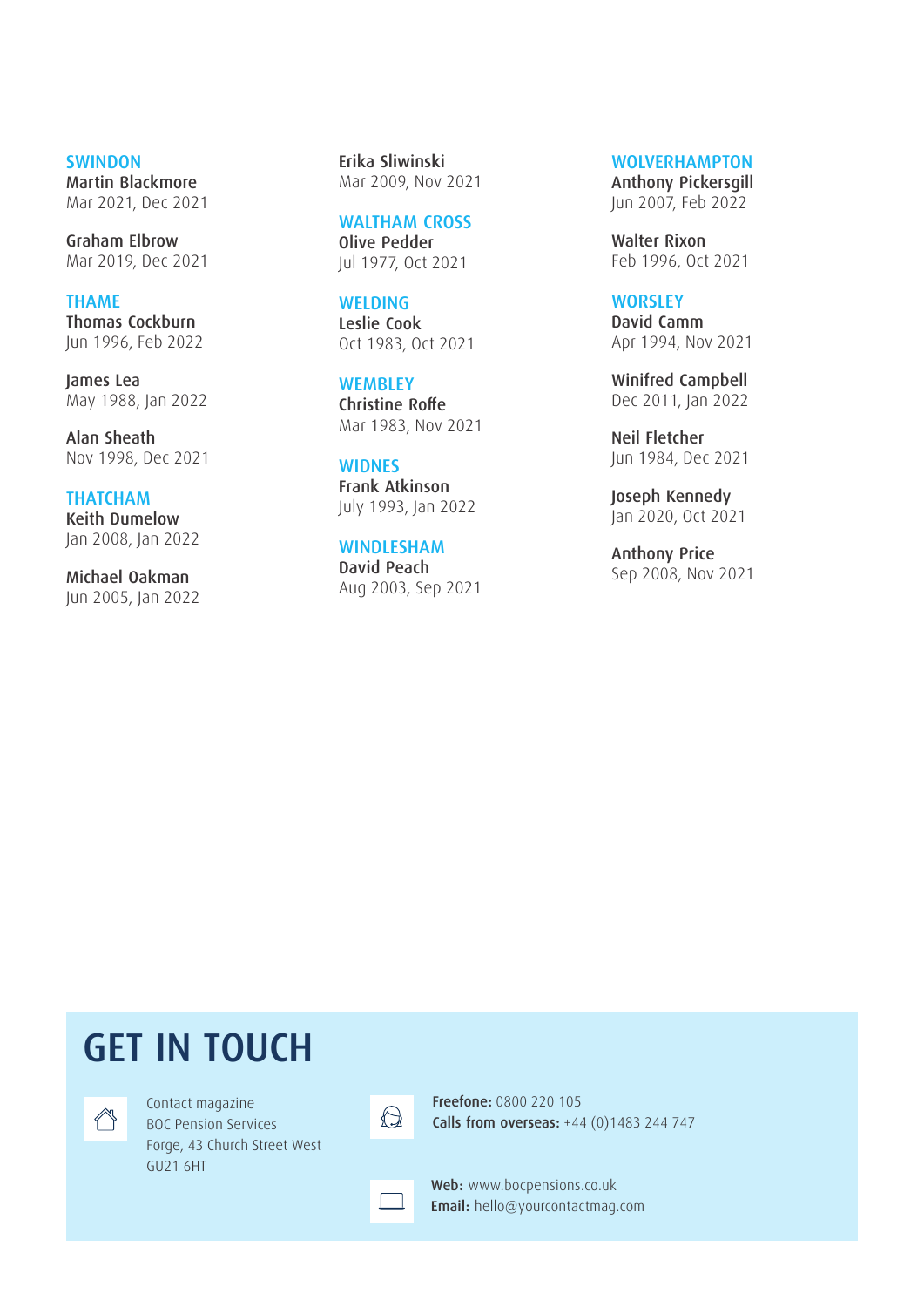**SWINDON**

**Martin Blackmore**
Mar 2021, Dec 2021

**Graham Elbrow**
Mar 2019, Dec 2021

**THAME**

**Thomas Cockburn**
Jun 1996, Feb 2022

**James Lea**
May 1988, Jan 2022

**Alan Sheath**
Nov 1998, Dec 2021

**THATCHAM**

**Keith Dumelow**
Jan 2008, Jan 2022

**Michael Oakman**
Jun 2005, Jan 2022

**Erika Sliwinski**
Mar 2009, Nov 2021

**WALTHAM CROSS**

**Olive Pedder**
Jul 1977, Oct 2021

**WELDING**

**Leslie Cook**
Oct 1983, Oct 2021

**WEMBLEY**

**Christine Roffe**
Mar 1983, Nov 2021

**WIDNES**

**Frank Atkinson**
July 1993, Jan 2022

**WINDLESHAM**

**David Peach**
Aug 2003, Sep 2021

**WOLVERHAMPTON**

**Anthony Pickersgill**
Jun 2007, Feb 2022

**Walter Rixon**
Feb 1996, Oct 2021

**WORSLEY**

**David Camm**
Apr 1994, Nov 2021

**Winifred Campbell**
Dec 2011, Jan 2022

**Neil Fletcher**
Jun 1984, Dec 2021

**Joseph Kennedy**
Jan 2020, Oct 2021

**Anthony Price**
Sep 2008, Nov 2021

# GET IN TOUCH

Contact magazine
BOC Pension Services
Forge, 43 Church Street West
GU21 6HT

**Freefone:** 0800 220 105
**Calls from overseas:** +44 (0)1483 244 747

**Web:** www.bocpensions.co.uk
**Email:** hello@yourcontactmag.com